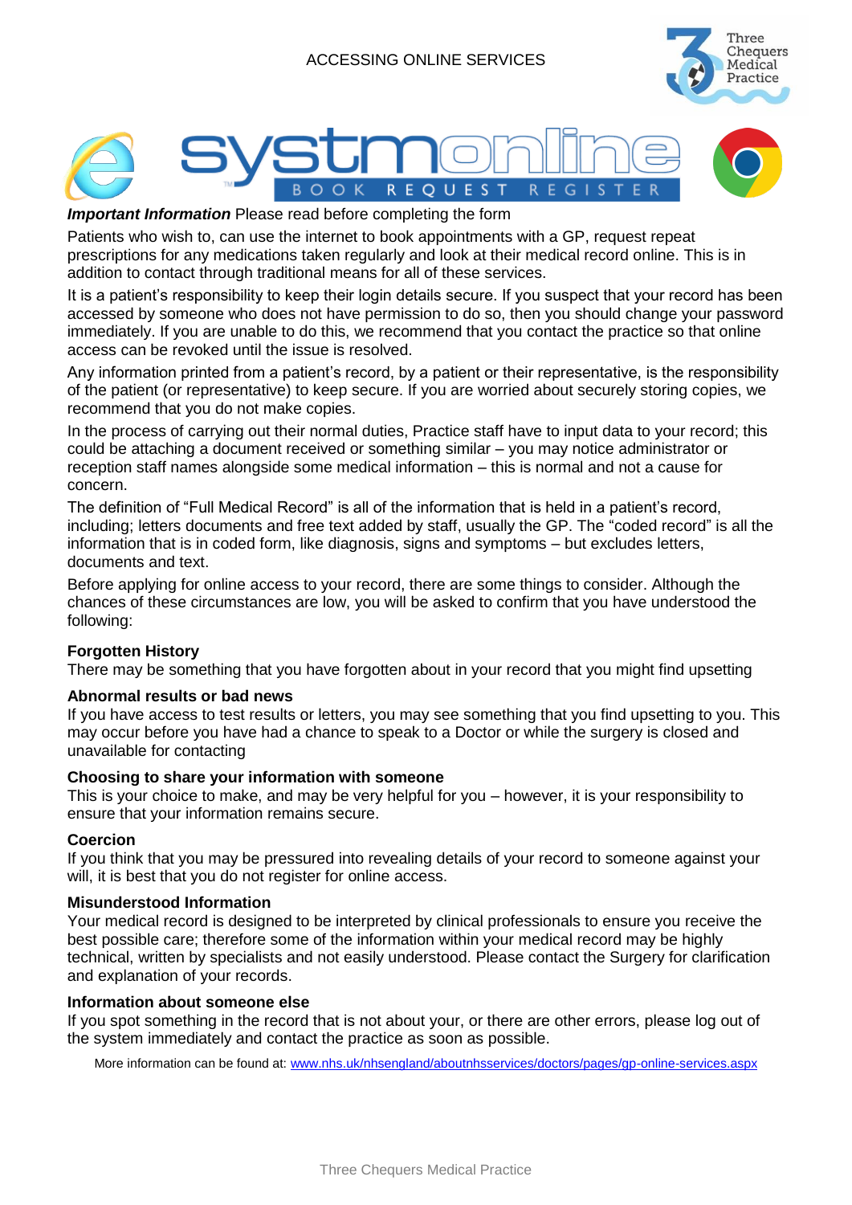# ACCESSING ONLINE SERVICES

systmonline

BOOK REQUEST REGISTER

***Important Information*** Please read before completing the form

Patients who wish to, can use the internet to book appointments with a GP, request repeat prescriptions for any medications taken regularly and look at their medical record online. This is in addition to contact through traditional means for all of these services.

It is a patient's responsibility to keep their login details secure. If you suspect that your record has been accessed by someone who does not have permission to do so, then you should change your password immediately. If you are unable to do this, we recommend that you contact the practice so that online access can be revoked until the issue is resolved.

Any information printed from a patient's record, by a patient or their representative, is the responsibility of the patient (or representative) to keep secure. If you are worried about securely storing copies, we recommend that you do not make copies.

In the process of carrying out their normal duties, Practice staff have to input data to your record; this could be attaching a document received or something similar – you may notice administrator or reception staff names alongside some medical information – this is normal and not a cause for concern.

The definition of "Full Medical Record" is all of the information that is held in a patient's record, including; letters documents and free text added by staff, usually the GP. The "coded record" is all the information that is in coded form, like diagnosis, signs and symptoms – but excludes letters, documents and text.

Before applying for online access to your record, there are some things to consider. Although the chances of these circumstances are low, you will be asked to confirm that you have understood the following:

**Forgotten History**
There may be something that you have forgotten about in your record that you might find upsetting

**Abnormal results or bad news**
If you have access to test results or letters, you may see something that you find upsetting to you. This may occur before you have had a chance to speak to a Doctor or while the surgery is closed and unavailable for contacting

**Choosing to share your information with someone**
This is your choice to make, and may be very helpful for you – however, it is your responsibility to ensure that your information remains secure.

**Coercion**
If you think that you may be pressured into revealing details of your record to someone against your will, it is best that you do not register for online access.

**Misunderstood Information**
Your medical record is designed to be interpreted by clinical professionals to ensure you receive the best possible care; therefore some of the information within your medical record may be highly technical, written by specialists and not easily understood. Please contact the Surgery for clarification and explanation of your records.

**Information about someone else**
If you spot something in the record that is not about your, or there are other errors, please log out of the system immediately and contact the practice as soon as possible.

More information can be found at: [www.nhs.uk/nhsengland/aboutnhsservices/doctors/pages/gp-online-services.aspx](www.nhs.uk/nhsengland/aboutnhsservices/doctors/pages/gp-online-services.aspx)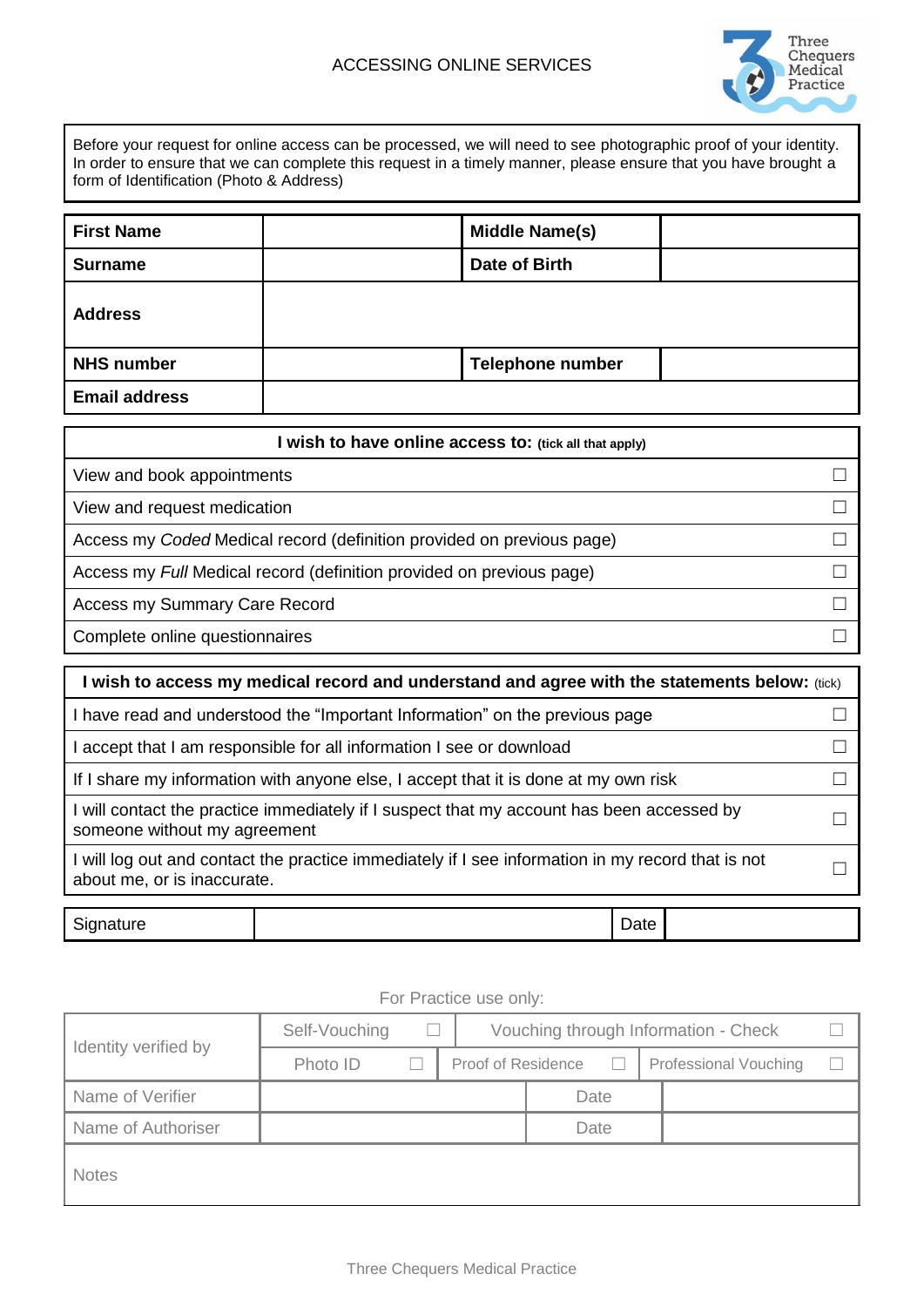# ACCESSING ONLINE SERVICES

Before your request for online access can be processed, we will need to see photographic proof of your identity. In order to ensure that we can complete this request in a timely manner, please ensure that you have brought a form of Identification (Photo & Address)

| | | | |
|---|---|---|---|
| **First Name** | | **Middle Name(s)** | |
| **Surname** | | **Date of Birth** | |
| **Address** | | | |
| **NHS number** | | **Telephone number** | |
| **Email address** | | | |

| **I wish to have online access to:** (tick all that apply) | |
|---|---|
| View and book appointments | ☐ |
| View and request medication | ☐ |
| Access my *Coded* Medical record (definition provided on previous page) | ☐ |
| Access my *Full* Medical record (definition provided on previous page) | ☐ |
| Access my Summary Care Record | ☐ |
| Complete online questionnaires | ☐ |

| **I wish to access my medical record and understand and agree with the statements below:** (tick) | |
|---|---|
| I have read and understood the "Important Information" on the previous page | ☐ |
| I accept that I am responsible for all information I see or download | ☐ |
| If I share my information with anyone else, I accept that it is done at my own risk | ☐ |
| I will contact the practice immediately if I suspect that my account has been accessed by someone without my agreement | ☐ |
| I will log out and contact the practice immediately if I see information in my record that is not about me, or is inaccurate. | ☐ |

| | | | |
|---|---|---|---|
| Signature | | Date | |

For Practice use only:

| | | | | | |
|---|---|---|---|---|---|
| Identity verified by | Self-Vouching ☐ | Vouching through Information - Check ☐ | | | |
| | Photo ID ☐ | Proof of Residence ☐ | Professional Vouching ☐ | | |
| Name of Verifier | | | Date | | |
| Name of Authoriser | | | Date | | |
| Notes | | | | | |